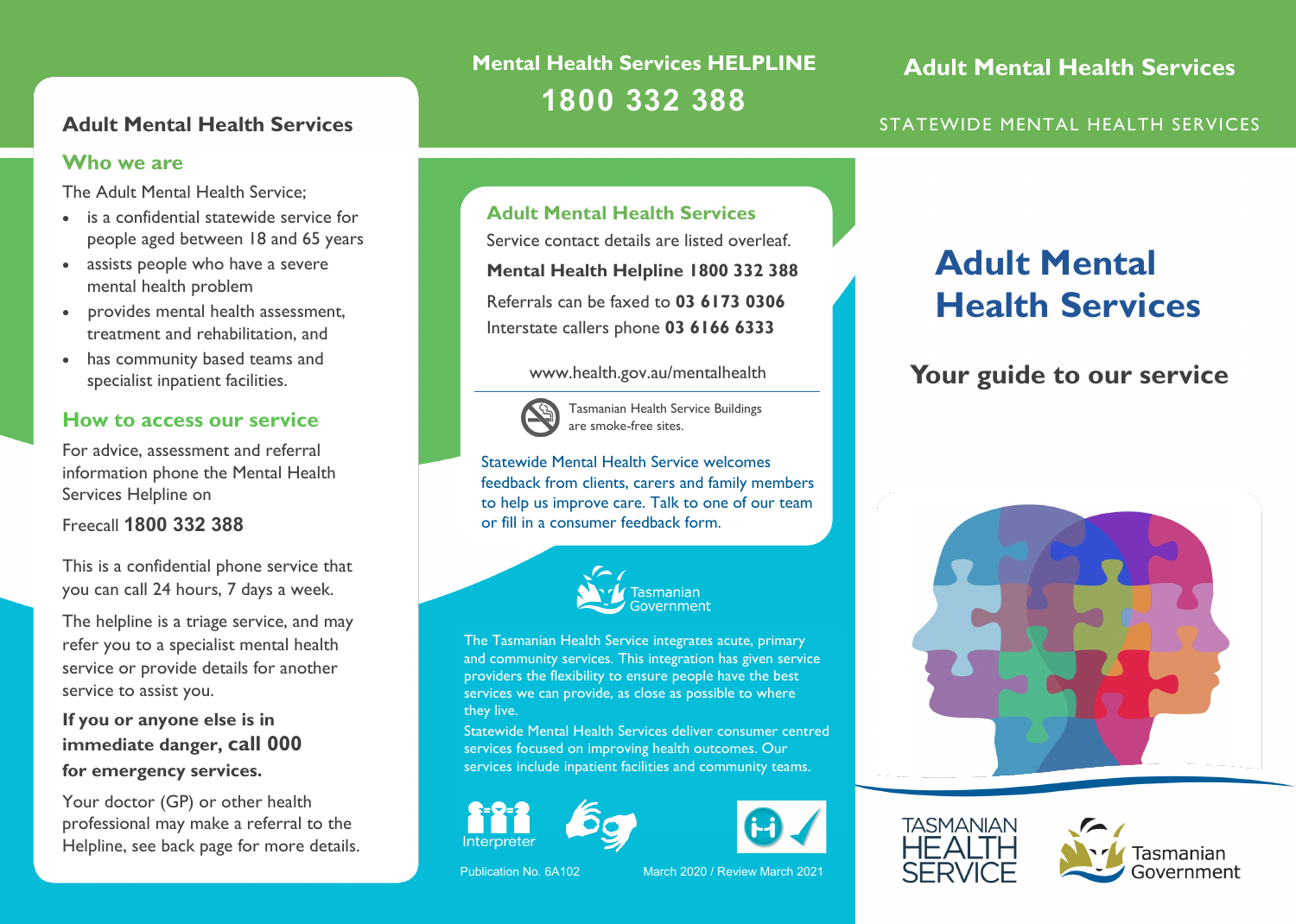## Adult Mental Health Services

### Who we are

The Adult Mental Health Service;

- is a confidential statewide service for people aged between 18 and 65 years
- assists people who have a severe mental health problem
- provides mental health assessment, treatment and rehabilitation, and
- has community based teams and specialist inpatient facilities.

### How to access our service

For advice, assessment and referral information phone the Mental Health Services Helpline on

Freecall **1800 332 388**

This is a confidential phone service that you can call 24 hours, 7 days a week.

The helpline is a triage service, and may refer you to a specialist mental health service or provide details for another service to assist you.

**If you or anyone else is in immediate danger, call 000 for emergency services.**

Your doctor (GP) or other health professional may make a referral to the Helpline, see back page for more details.

**Mental Health Services HELPLINE**

**1800 332 388**

### Adult Mental Health Services

Service contact details are listed overleaf.

**Mental Health Helpline 1800 332 388**

Referrals can be faxed to **03 6173 0306**

Interstate callers phone **03 6166 6333**

www.health.gov.au/mentalhealth

Tasmanian Health Service Buildings are smoke-free sites.

Statewide Mental Health Service welcomes feedback from clients, carers and family members to help us improve care. Talk to one of our team or fill in a consumer feedback form.

Tasmanian Government

The Tasmanian Health Service integrates acute, primary and community services. This integration has given service providers the flexibility to ensure people have the best services we can provide, as close as possible to where they live.

Statewide Mental Health Services deliver consumer centred services focused on improving health outcomes. Our services include inpatient facilities and community teams.

Interpreter

Publication No. 6A102

March 2020 / Review March 2021

## Adult Mental Health Services

STATEWIDE MENTAL HEALTH SERVICES

# Adult Mental Health Services

## Your guide to our service

TASMANIAN HEALTH SERVICE

Tasmanian Government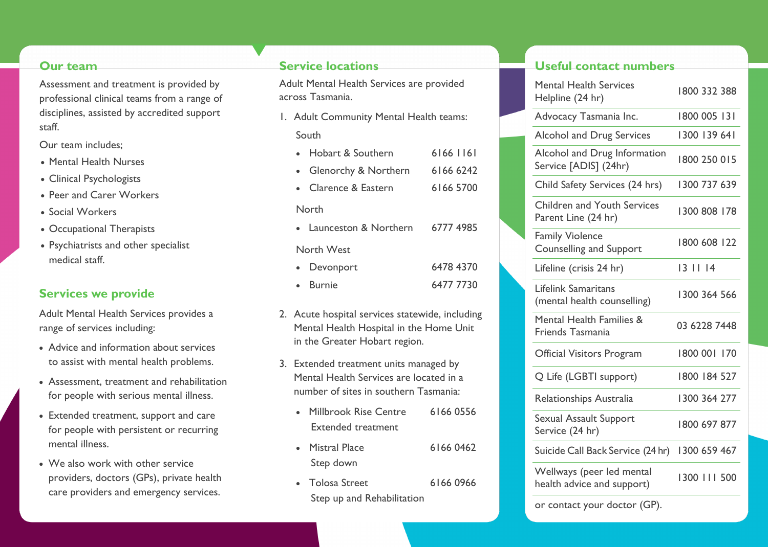## Our team

Assessment and treatment is provided by professional clinical teams from a range of disciplines, assisted by accredited support staff.

Our team includes;

- Mental Health Nurses
- Clinical Psychologists
- Peer and Carer Workers
- Social Workers
- Occupational Therapists
- Psychiatrists and other specialist medical staff.

## Services we provide

Adult Mental Health Services provides a range of services including:

- Advice and information about services to assist with mental health problems.
- Assessment, treatment and rehabilitation for people with serious mental illness.
- Extended treatment, support and care for people with persistent or recurring mental illness.
- We also work with other service providers, doctors (GPs), private health care providers and emergency services.

## Service locations

Adult Mental Health Services are provided across Tasmania.

1. Adult Community Mental Health teams:

   South

   - Hobart & Southern 6166 1161
   - Glenorchy & Northern 6166 6242
   - Clarence & Eastern 6166 5700

   North

   - Launceston & Northern 6777 4985

   North West

   - Devonport 6478 4370
   - Burnie 6477 7730

2. Acute hospital services statewide, including Mental Health Hospital in the Home Unit in the Greater Hobart region.

3. Extended treatment units managed by Mental Health Services are located in a number of sites in southern Tasmania:

   - Millbrook Rise Centre 6166 0556
     Extended treatment
   - Mistral Place 6166 0462
     Step down
   - Tolosa Street 6166 0966
     Step up and Rehabilitation

## Useful contact numbers

| | |
|---|---|
| Mental Health Services Helpline (24 hr) | 1800 332 388 |
| Advocacy Tasmania Inc. | 1800 005 131 |
| Alcohol and Drug Services | 1300 139 641 |
| Alcohol and Drug Information Service [ADIS] (24hr) | 1800 250 015 |
| Child Safety Services (24 hrs) | 1300 737 639 |
| Children and Youth Services Parent Line (24 hr) | 1300 808 178 |
| Family Violence Counselling and Support | 1800 608 122 |
| Lifeline (crisis 24 hr) | 13 11 14 |
| Lifelink Samaritans (mental health counselling) | 1300 364 566 |
| Mental Health Families & Friends Tasmania | 03 6228 7448 |
| Official Visitors Program | 1800 001 170 |
| Q Life (LGBTI support) | 1800 184 527 |
| Relationships Australia | 1300 364 277 |
| Sexual Assault Support Service (24 hr) | 1800 697 877 |
| Suicide Call Back Service (24 hr) | 1300 659 467 |
| Wellways (peer led mental health advice and support) | 1300 111 500 |

or contact your doctor (GP).